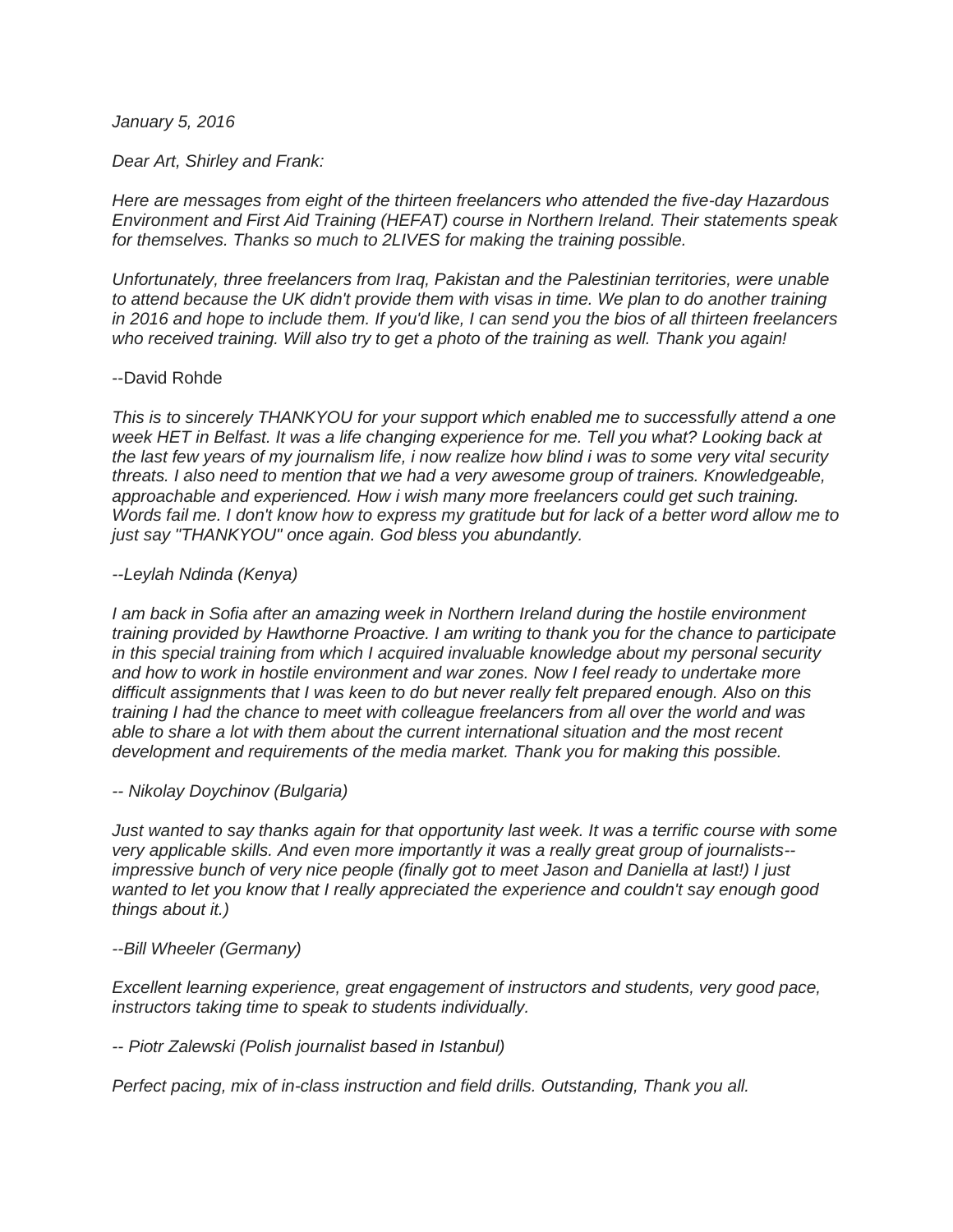*January 5, 2016*

*Dear Art, Shirley and Frank:*

*Here are messages from eight of the thirteen freelancers who attended the five-day Hazardous Environment and First Aid Training (HEFAT) course in Northern Ireland. Their statements speak for themselves. Thanks so much to 2LIVES for making the training possible.*

*Unfortunately, three freelancers from Iraq, Pakistan and the Palestinian territories, were unable to attend because the UK didn't provide them with visas in time. We plan to do another training in 2016 and hope to include them. If you'd like, I can send you the bios of all thirteen freelancers who received training. Will also try to get a photo of the training as well. Thank you again!*

--David Rohde

*This is to sincerely THANKYOU for your support which enabled me to successfully attend a one week HET in Belfast. It was a life changing experience for me. Tell you what? Looking back at the last few years of my journalism life, i now realize how blind i was to some very vital security threats. I also need to mention that we had a very awesome group of trainers. Knowledgeable, approachable and experienced. How i wish many more freelancers could get such training. Words fail me. I don't know how to express my gratitude but for lack of a better word allow me to just say "THANKYOU" once again. God bless you abundantly.*

*--Leylah Ndinda (Kenya)*

*I am back in Sofia after an amazing week in Northern Ireland during the hostile environment training provided by Hawthorne Proactive. I am writing to thank you for the chance to participate in this special training from which I acquired invaluable knowledge about my personal security and how to work in hostile environment and war zones. Now I feel ready to undertake more difficult assignments that I was keen to do but never really felt prepared enough. Also on this training I had the chance to meet with colleague freelancers from all over the world and was able to share a lot with them about the current international situation and the most recent development and requirements of the media market. Thank you for making this possible.*

*-- Nikolay Doychinov (Bulgaria)*

*Just wanted to say thanks again for that opportunity last week. It was a terrific course with some very applicable skills. And even more importantly it was a really great group of journalists--impressive bunch of very nice people (finally got to meet Jason and Daniella at last!) I just wanted to let you know that I really appreciated the experience and couldn't say enough good things about it.)*

*--Bill Wheeler (Germany)*

*Excellent learning experience, great engagement of instructors and students, very good pace, instructors taking time to speak to students individually.*

*-- Piotr Zalewski (Polish journalist based in Istanbul)*

*Perfect pacing, mix of in-class instruction and field drills. Outstanding, Thank you all.*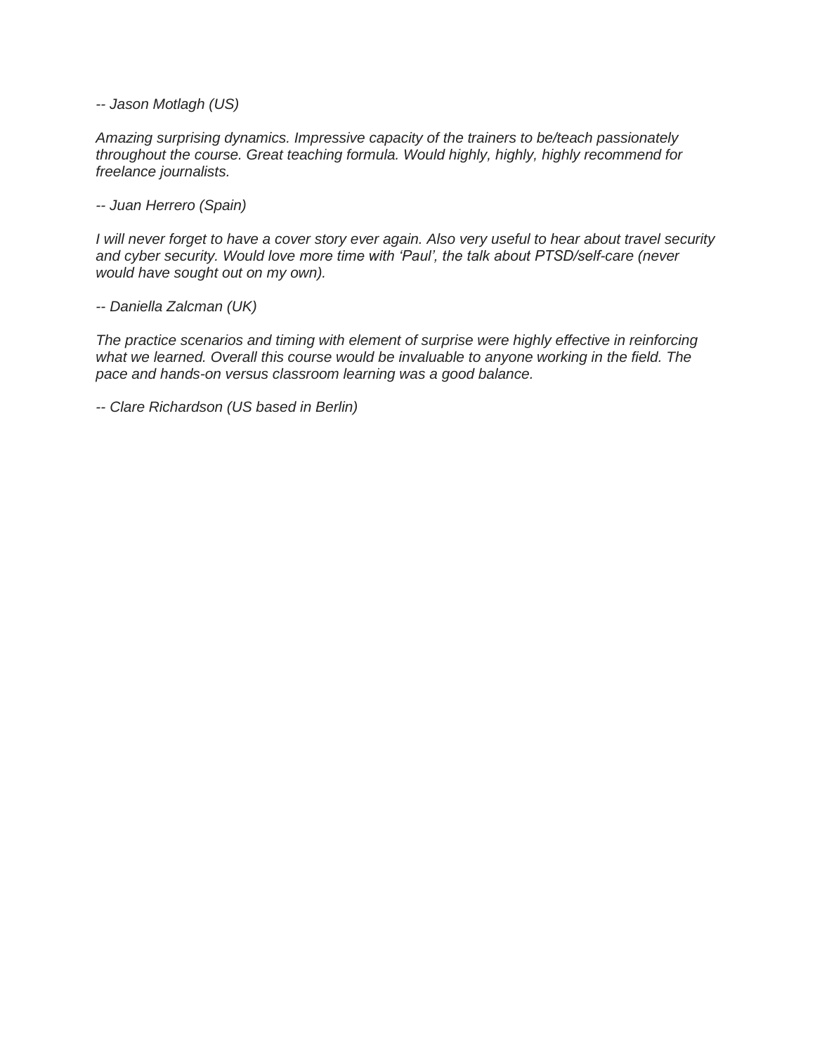*-- Jason Motlagh (US)*

*Amazing surprising dynamics. Impressive capacity of the trainers to be/teach passionately throughout the course. Great teaching formula. Would highly, highly, highly recommend for freelance journalists.*

*-- Juan Herrero (Spain)*

*I will never forget to have a cover story ever again. Also very useful to hear about travel security and cyber security. Would love more time with 'Paul', the talk about PTSD/self-care (never would have sought out on my own).*

*-- Daniella Zalcman (UK)*

*The practice scenarios and timing with element of surprise were highly effective in reinforcing what we learned. Overall this course would be invaluable to anyone working in the field. The pace and hands-on versus classroom learning was a good balance.*

*-- Clare Richardson (US based in Berlin)*